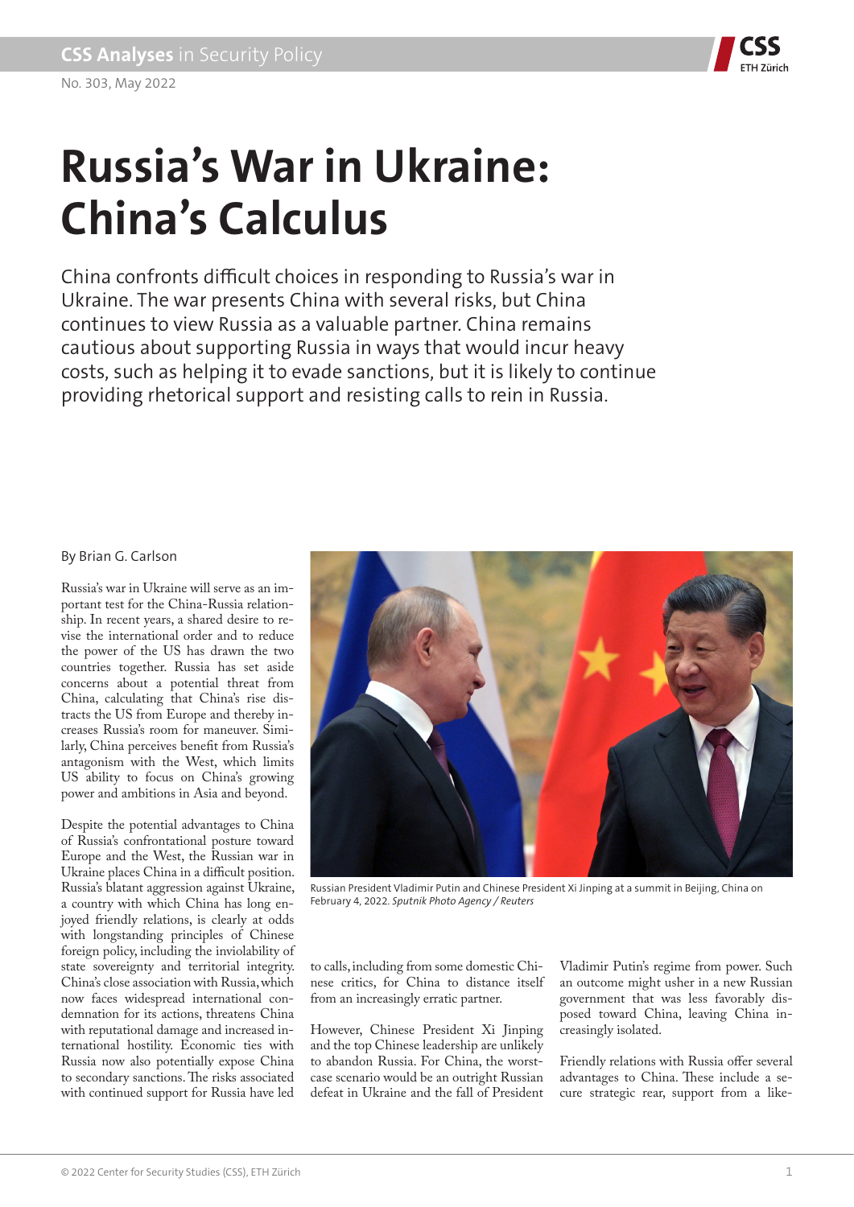# Russia's War in Ukraine: China's Calculus

China confronts difficult choices in responding to Russia's war in Ukraine. The war presents China with several risks, but China continues to view Russia as a valuable partner. China remains cautious about supporting Russia in ways that would incur heavy costs, such as helping it to evade sanctions, but it is likely to continue providing rhetorical support and resisting calls to rein in Russia.

By Brian G. Carlson

Russian President Vladimir Putin and Chinese President Xi Jinping at a summit in Beijing, China on February 4, 2022. *Sputnik Photo Agency / Reuters*

Russia's war in Ukraine will serve as an important test for the China-Russia relationship. In recent years, a shared desire to revise the international order and to reduce the power of the US has drawn the two countries together. Russia has set aside concerns about a potential threat from China, calculating that China's rise distracts the US from Europe and thereby increases Russia's room for maneuver. Similarly, China perceives benefit from Russia's antagonism with the West, which limits US ability to focus on China's growing power and ambitions in Asia and beyond.

Despite the potential advantages to China of Russia's confrontational posture toward Europe and the West, the Russian war in Ukraine places China in a difficult position. Russia's blatant aggression against Ukraine, a country with which China has long enjoyed friendly relations, is clearly at odds with longstanding principles of Chinese foreign policy, including the inviolability of state sovereignty and territorial integrity. China's close association with Russia, which now faces widespread international condemnation for its actions, threatens China with reputational damage and increased international hostility. Economic ties with Russia now also potentially expose China to secondary sanctions. The risks associated with continued support for Russia have led to calls, including from some domestic Chinese critics, for China to distance itself from an increasingly erratic partner.

However, Chinese President Xi Jinping and the top Chinese leadership are unlikely to abandon Russia. For China, the worst-case scenario would be an outright Russian defeat in Ukraine and the fall of President Vladimir Putin's regime from power. Such an outcome might usher in a new Russian government that was less favorably disposed toward China, leaving China increasingly isolated.

Friendly relations with Russia offer several advantages to China. These include a secure strategic rear, support from a like-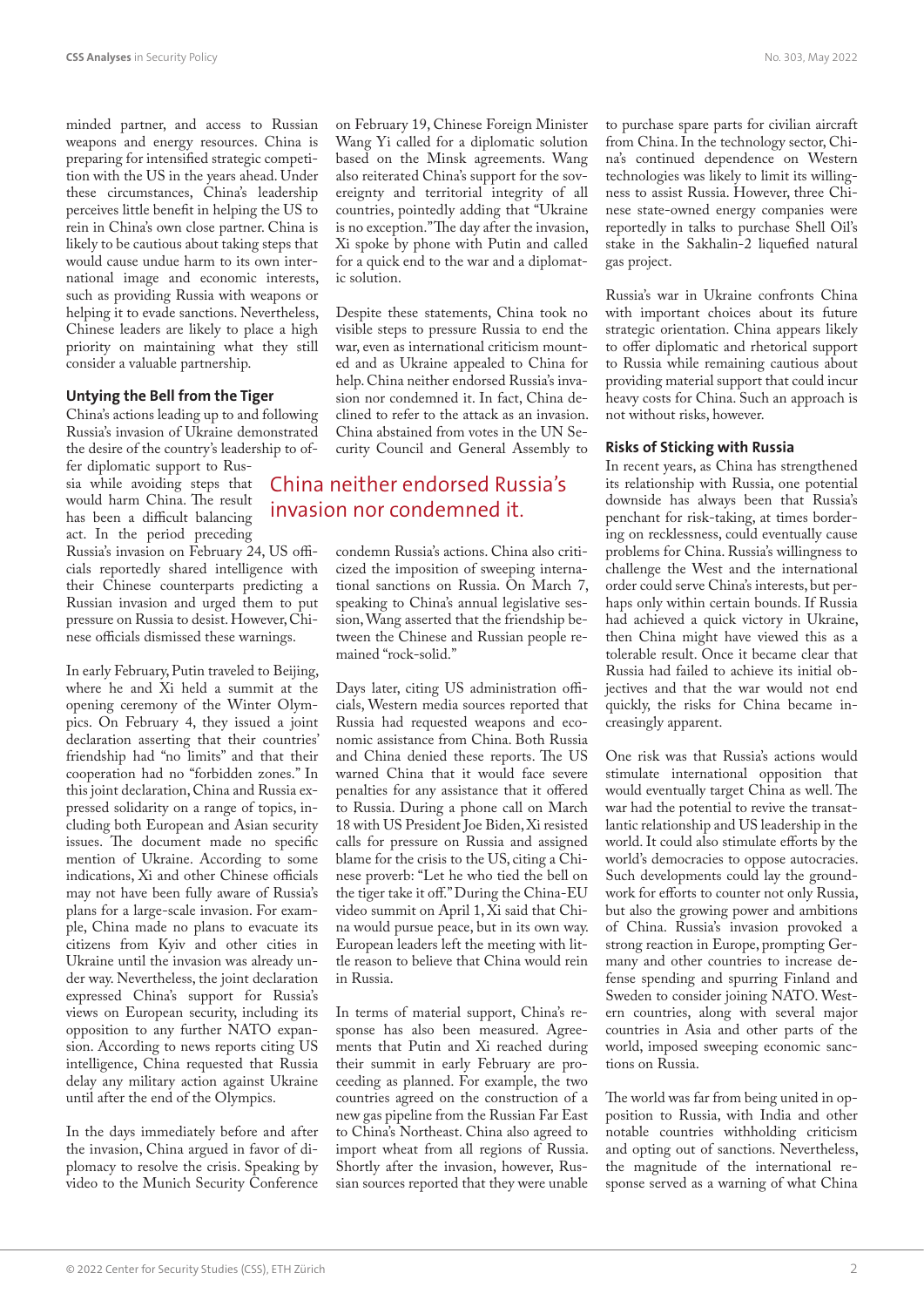minded partner, and access to Russian weapons and energy resources. China is preparing for intensified strategic competition with the US in the years ahead. Under these circumstances, China's leadership perceives little benefit in helping the US to rein in China's own close partner. China is likely to be cautious about taking steps that would cause undue harm to its own international image and economic interests, such as providing Russia with weapons or helping it to evade sanctions. Nevertheless, Chinese leaders are likely to place a high priority on maintaining what they still consider a valuable partnership.

## Untying the Bell from the Tiger

China's actions leading up to and following Russia's invasion of Ukraine demonstrated the desire of the country's leadership to offer diplomatic support to Russia while avoiding steps that would harm China. The result has been a difficult balancing act. In the period preceding Russia's invasion on February 24, US officials reportedly shared intelligence with their Chinese counterparts predicting a Russian invasion and urged them to put pressure on Russia to desist. However, Chinese officials dismissed these warnings.

In early February, Putin traveled to Beijing, where he and Xi held a summit at the opening ceremony of the Winter Olympics. On February 4, they issued a joint declaration asserting that their countries' friendship had "no limits" and that their cooperation had no "forbidden zones." In this joint declaration, China and Russia expressed solidarity on a range of topics, including both European and Asian security issues. The document made no specific mention of Ukraine. According to some indications, Xi and other Chinese officials may not have been fully aware of Russia's plans for a large-scale invasion. For example, China made no plans to evacuate its citizens from Kyiv and other cities in Ukraine until the invasion was already under way. Nevertheless, the joint declaration expressed China's support for Russia's views on European security, including its opposition to any further NATO expansion. According to news reports citing US intelligence, China requested that Russia delay any military action against Ukraine until after the end of the Olympics.

In the days immediately before and after the invasion, China argued in favor of diplomacy to resolve the crisis. Speaking by video to the Munich Security Conference on February 19, Chinese Foreign Minister Wang Yi called for a diplomatic solution based on the Minsk agreements. Wang also reiterated China's support for the sovereignty and territorial integrity of all countries, pointedly adding that "Ukraine is no exception." The day after the invasion, Xi spoke by phone with Putin and called for a quick end to the war and a diplomatic solution.

Despite these statements, China took no visible steps to pressure Russia to end the war, even as international criticism mounted and as Ukraine appealed to China for help. China neither endorsed Russia's invasion nor condemned it. In fact, China declined to refer to the attack as an invasion. China abstained from votes in the UN Security Council and General Assembly to condemn Russia's actions. China also criticized the imposition of sweeping international sanctions on Russia. On March 7, speaking to China's annual legislative session, Wang asserted that the friendship between the Chinese and Russian people remained "rock-solid."

> China neither endorsed Russia's invasion nor condemned it.

Days later, citing US administration officials, Western media sources reported that Russia had requested weapons and economic assistance from China. Both Russia and China denied these reports. The US warned China that it would face severe penalties for any assistance that it offered to Russia. During a phone call on March 18 with US President Joe Biden, Xi resisted calls for pressure on Russia and assigned blame for the crisis to the US, citing a Chinese proverb: "Let he who tied the bell on the tiger take it off." During the China-EU video summit on April 1, Xi said that China would pursue peace, but in its own way. European leaders left the meeting with little reason to believe that China would rein in Russia.

In terms of material support, China's response has also been measured. Agreements that Putin and Xi reached during their summit in early February are proceeding as planned. For example, the two countries agreed on the construction of a new gas pipeline from the Russian Far East to China's Northeast. China also agreed to import wheat from all regions of Russia. Shortly after the invasion, however, Russian sources reported that they were unable to purchase spare parts for civilian aircraft from China. In the technology sector, China's continued dependence on Western technologies was likely to limit its willingness to assist Russia. However, three Chinese state-owned energy companies were reportedly in talks to purchase Shell Oil's stake in the Sakhalin-2 liquefied natural gas project.

Russia's war in Ukraine confronts China with important choices about its future strategic orientation. China appears likely to offer diplomatic and rhetorical support to Russia while remaining cautious about providing material support that could incur heavy costs for China. Such an approach is not without risks, however.

## Risks of Sticking with Russia

In recent years, as China has strengthened its relationship with Russia, one potential downside has always been that Russia's penchant for risk-taking, at times bordering on recklessness, could eventually cause problems for China. Russia's willingness to challenge the West and the international order could serve China's interests, but perhaps only within certain bounds. If Russia had achieved a quick victory in Ukraine, then China might have viewed this as a tolerable result. Once it became clear that Russia had failed to achieve its initial objectives and that the war would not end quickly, the risks for China became increasingly apparent.

One risk was that Russia's actions would stimulate international opposition that would eventually target China as well. The war had the potential to revive the transatlantic relationship and US leadership in the world. It could also stimulate efforts by the world's democracies to oppose autocracies. Such developments could lay the groundwork for efforts to counter not only Russia, but also the growing power and ambitions of China. Russia's invasion provoked a strong reaction in Europe, prompting Germany and other countries to increase defense spending and spurring Finland and Sweden to consider joining NATO. Western countries, along with several major countries in Asia and other parts of the world, imposed sweeping economic sanctions on Russia.

The world was far from being united in opposition to Russia, with India and other notable countries withholding criticism and opting out of sanctions. Nevertheless, the magnitude of the international response served as a warning of what China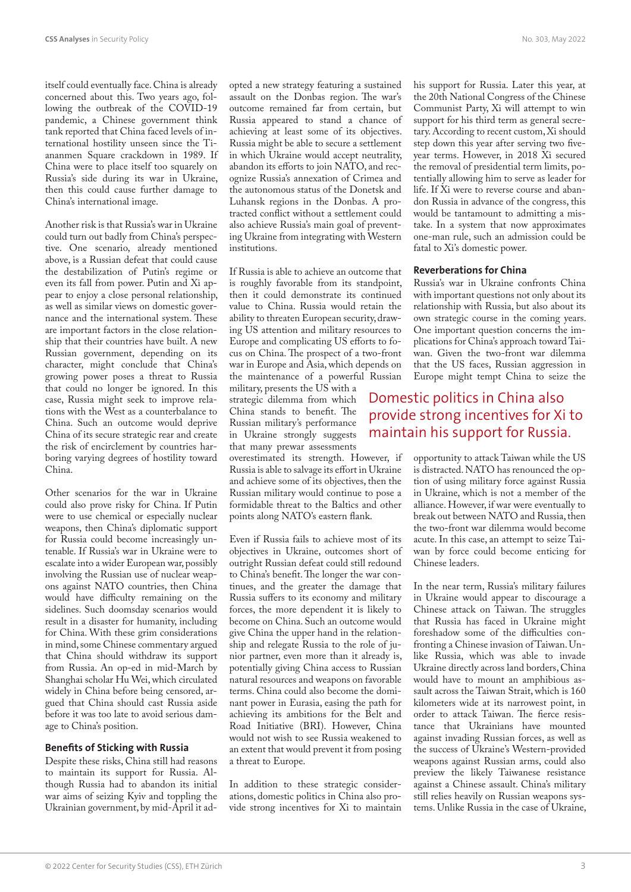itself could eventually face. China is already concerned about this. Two years ago, following the outbreak of the COVID-19 pandemic, a Chinese government think tank reported that China faced levels of international hostility unseen since the Tiananmen Square crackdown in 1989. If China were to place itself too squarely on Russia's side during its war in Ukraine, then this could cause further damage to China's international image.

Another risk is that Russia's war in Ukraine could turn out badly from China's perspective. One scenario, already mentioned above, is a Russian defeat that could cause the destabilization of Putin's regime or even its fall from power. Putin and Xi appear to enjoy a close personal relationship, as well as similar views on domestic governance and the international system. These are important factors in the close relationship that their countries have built. A new Russian government, depending on its character, might conclude that China's growing power poses a threat to Russia that could no longer be ignored. In this case, Russia might seek to improve relations with the West as a counterbalance to China. Such an outcome would deprive China of its secure strategic rear and create the risk of encirclement by countries harboring varying degrees of hostility toward China.

Other scenarios for the war in Ukraine could also prove risky for China. If Putin were to use chemical or especially nuclear weapons, then China's diplomatic support for Russia could become increasingly untenable. If Russia's war in Ukraine were to escalate into a wider European war, possibly involving the Russian use of nuclear weapons against NATO countries, then China would have difficulty remaining on the sidelines. Such doomsday scenarios would result in a disaster for humanity, including for China. With these grim considerations in mind, some Chinese commentary argued that China should withdraw its support from Russia. An op-ed in mid-March by Shanghai scholar Hu Wei, which circulated widely in China before being censored, argued that China should cast Russia aside before it was too late to avoid serious damage to China's position.

### Benefits of Sticking with Russia

Despite these risks, China still had reasons to maintain its support for Russia. Although Russia had to abandon its initial war aims of seizing Kyiv and toppling the Ukrainian government, by mid-April it adopted a new strategy featuring a sustained assault on the Donbas region. The war's outcome remained far from certain, but Russia appeared to stand a chance of achieving at least some of its objectives. Russia might be able to secure a settlement in which Ukraine would accept neutrality, abandon its efforts to join NATO, and recognize Russia's annexation of Crimea and the autonomous status of the Donetsk and Luhansk regions in the Donbas. A protracted conflict without a settlement could also achieve Russia's main goal of preventing Ukraine from integrating with Western institutions.

If Russia is able to achieve an outcome that is roughly favorable from its standpoint, then it could demonstrate its continued value to China. Russia would retain the ability to threaten European security, drawing US attention and military resources to Europe and complicating US efforts to focus on China. The prospect of a two-front war in Europe and Asia, which depends on the maintenance of a powerful Russian military, presents the US with a strategic dilemma from which China stands to benefit. The Russian military's performance in Ukraine strongly suggests that many prewar assessments overestimated its strength. However, if Russia is able to salvage its effort in Ukraine and achieve some of its objectives, then the Russian military would continue to pose a formidable threat to the Baltics and other points along NATO's eastern flank.

Even if Russia fails to achieve most of its objectives in Ukraine, outcomes short of outright Russian defeat could still redound to China's benefit. The longer the war continues, and the greater the damage that Russia suffers to its economy and military forces, the more dependent it is likely to become on China. Such an outcome would give China the upper hand in the relationship and relegate Russia to the role of junior partner, even more than it already is, potentially giving China access to Russian natural resources and weapons on favorable terms. China could also become the dominant power in Eurasia, easing the path for achieving its ambitions for the Belt and Road Initiative (BRI). However, China would not wish to see Russia weakened to an extent that would prevent it from posing a threat to Europe.

In addition to these strategic considerations, domestic politics in China also provide strong incentives for Xi to maintain his support for Russia. Later this year, at the 20th National Congress of the Chinese Communist Party, Xi will attempt to win support for his third term as general secretary. According to recent custom, Xi should step down this year after serving two five-year terms. However, in 2018 Xi secured the removal of presidential term limits, potentially allowing him to serve as leader for life. If Xi were to reverse course and abandon Russia in advance of the congress, this would be tantamount to admitting a mistake. In a system that now approximates one-man rule, such an admission could be fatal to Xi's domestic power.

> Domestic politics in China also provide strong incentives for Xi to maintain his support for Russia.

### Reverberations for China

Russia's war in Ukraine confronts China with important questions not only about its relationship with Russia, but also about its own strategic course in the coming years. One important question concerns the implications for China's approach toward Taiwan. Given the two-front war dilemma that the US faces, Russian aggression in Europe might tempt China to seize the opportunity to attack Taiwan while the US is distracted. NATO has renounced the option of using military force against Russia in Ukraine, which is not a member of the alliance. However, if war were eventually to break out between NATO and Russia, then the two-front war dilemma would become acute. In this case, an attempt to seize Taiwan by force could become enticing for Chinese leaders.

In the near term, Russia's military failures in Ukraine would appear to discourage a Chinese attack on Taiwan. The struggles that Russia has faced in Ukraine might foreshadow some of the difficulties confronting a Chinese invasion of Taiwan. Unlike Russia, which was able to invade Ukraine directly across land borders, China would have to mount an amphibious assault across the Taiwan Strait, which is 160 kilometers wide at its narrowest point, in order to attack Taiwan. The fierce resistance that Ukrainians have mounted against invading Russian forces, as well as the success of Ukraine's Western-provided weapons against Russian arms, could also preview the likely Taiwanese resistance against a Chinese assault. China's military still relies heavily on Russian weapons systems. Unlike Russia in the case of Ukraine,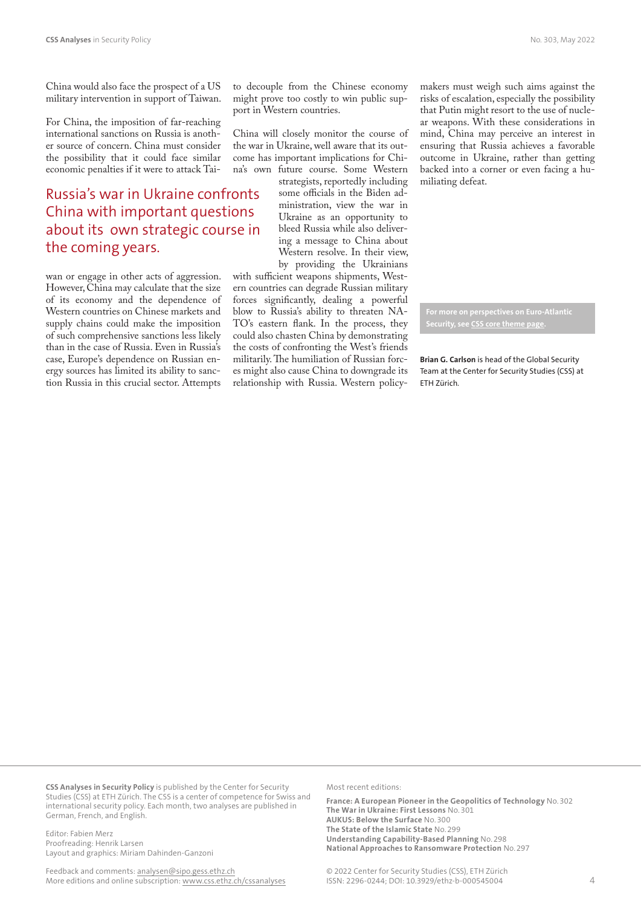China would also face the prospect of a US military intervention in support of Taiwan.

For China, the imposition of far-reaching international sanctions on Russia is another source of concern. China must consider the possibility that it could face similar economic penalties if it were to attack Taiwan or engage in other acts of aggression. However, China may calculate that the size of its economy and the dependence of Western countries on Chinese markets and supply chains could make the imposition of such comprehensive sanctions less likely than in the case of Russia. Even in Russia's case, Europe's dependence on Russian energy sources has limited its ability to sanction Russia in this crucial sector. Attempts to decouple from the Chinese economy might prove too costly to win public support in Western countries.

> Russia's war in Ukraine confronts China with important questions about its own strategic course in the coming years.

China will closely monitor the course of the war in Ukraine, well aware that its outcome has important implications for China's own future course. Some Western strategists, reportedly including some officials in the Biden administration, view the war in Ukraine as an opportunity to bleed Russia while also delivering a message to China about Western resolve. In their view, by providing the Ukrainians with sufficient weapons shipments, Western countries can degrade Russian military forces significantly, dealing a powerful blow to Russia's ability to threaten NATO's eastern flank. In the process, they could also chasten China by demonstrating the costs of confronting the West's friends militarily. The humiliation of Russian forces might also cause China to downgrade its relationship with Russia. Western policymakers must weigh such aims against the risks of escalation, especially the possibility that Putin might resort to the use of nuclear weapons. With these considerations in mind, China may perceive an interest in ensuring that Russia achieves a favorable outcome in Ukraine, rather than getting backed into a corner or even facing a humiliating defeat.

**For more on perspectives on Euro-Atlantic Security, see CSS core theme page.**

**Brian G. Carlson** is head of the Global Security Team at the Center for Security Studies (CSS) at ETH Zürich.

---

**CSS Analyses in Security Policy** is published by the Center for Security Studies (CSS) at ETH Zürich. The CSS is a center of competence for Swiss and international security policy. Each month, two analyses are published in German, French, and English.

Editor: Fabien Merz
Proofreading: Henrik Larsen
Layout and graphics: Miriam Dahinden-Ganzoni

Feedback and comments: analysen@sipo.gess.ethz.ch
More editions and online subscription: www.css.ethz.ch/cssanalyses

Most recent editions:

**France: A European Pioneer in the Geopolitics of Technology** No. 302
**The War in Ukraine: First Lessons** No. 301
**AUKUS: Below the Surface** No. 300
**The State of the Islamic State** No. 299
**Understanding Capability-Based Planning** No. 298
**National Approaches to Ransomware Protection** No. 297

© 2022 Center for Security Studies (CSS), ETH Zürich
ISSN: 2296-0244; DOI: 10.3929/ethz-b-000545004